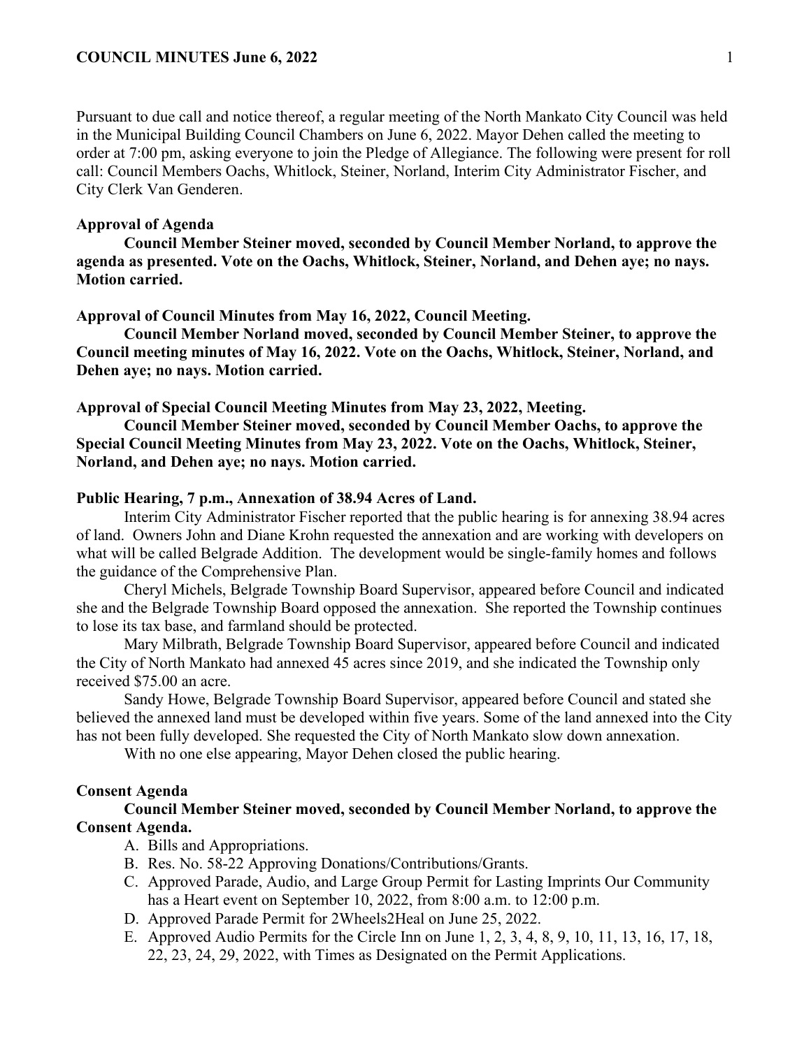Pursuant to due call and notice thereof, a regular meeting of the North Mankato City Council was held in the Municipal Building Council Chambers on June 6, 2022. Mayor Dehen called the meeting to order at 7:00 pm, asking everyone to join the Pledge of Allegiance. The following were present for roll call: Council Members Oachs, Whitlock, Steiner, Norland, Interim City Administrator Fischer, and City Clerk Van Genderen.

**Approval of Agenda**

**Council Member Steiner moved, seconded by Council Member Norland, to approve the agenda as presented. Vote on the Oachs, Whitlock, Steiner, Norland, and Dehen aye; no nays. Motion carried.**

**Approval of Council Minutes from May 16, 2022, Council Meeting.**

**Council Member Norland moved, seconded by Council Member Steiner, to approve the Council meeting minutes of May 16, 2022. Vote on the Oachs, Whitlock, Steiner, Norland, and Dehen aye; no nays. Motion carried.**

**Approval of Special Council Meeting Minutes from May 23, 2022, Meeting.**

**Council Member Steiner moved, seconded by Council Member Oachs, to approve the Special Council Meeting Minutes from May 23, 2022. Vote on the Oachs, Whitlock, Steiner, Norland, and Dehen aye; no nays. Motion carried.**

**Public Hearing, 7 p.m., Annexation of 38.94 Acres of Land.**

Interim City Administrator Fischer reported that the public hearing is for annexing 38.94 acres of land. Owners John and Diane Krohn requested the annexation and are working with developers on what will be called Belgrade Addition. The development would be single-family homes and follows the guidance of the Comprehensive Plan.

Cheryl Michels, Belgrade Township Board Supervisor, appeared before Council and indicated she and the Belgrade Township Board opposed the annexation. She reported the Township continues to lose its tax base, and farmland should be protected.

Mary Milbrath, Belgrade Township Board Supervisor, appeared before Council and indicated the City of North Mankato had annexed 45 acres since 2019, and she indicated the Township only received $75.00 an acre.

Sandy Howe, Belgrade Township Board Supervisor, appeared before Council and stated she believed the annexed land must be developed within five years. Some of the land annexed into the City has not been fully developed. She requested the City of North Mankato slow down annexation.

With no one else appearing, Mayor Dehen closed the public hearing.

**Consent Agenda**

**Council Member Steiner moved, seconded by Council Member Norland, to approve the Consent Agenda.**

A. Bills and Appropriations.
B. Res. No. 58-22 Approving Donations/Contributions/Grants.
C. Approved Parade, Audio, and Large Group Permit for Lasting Imprints Our Community has a Heart event on September 10, 2022, from 8:00 a.m. to 12:00 p.m.
D. Approved Parade Permit for 2Wheels2Heal on June 25, 2022.
E. Approved Audio Permits for the Circle Inn on June 1, 2, 3, 4, 8, 9, 10, 11, 13, 16, 17, 18, 22, 23, 24, 29, 2022, with Times as Designated on the Permit Applications.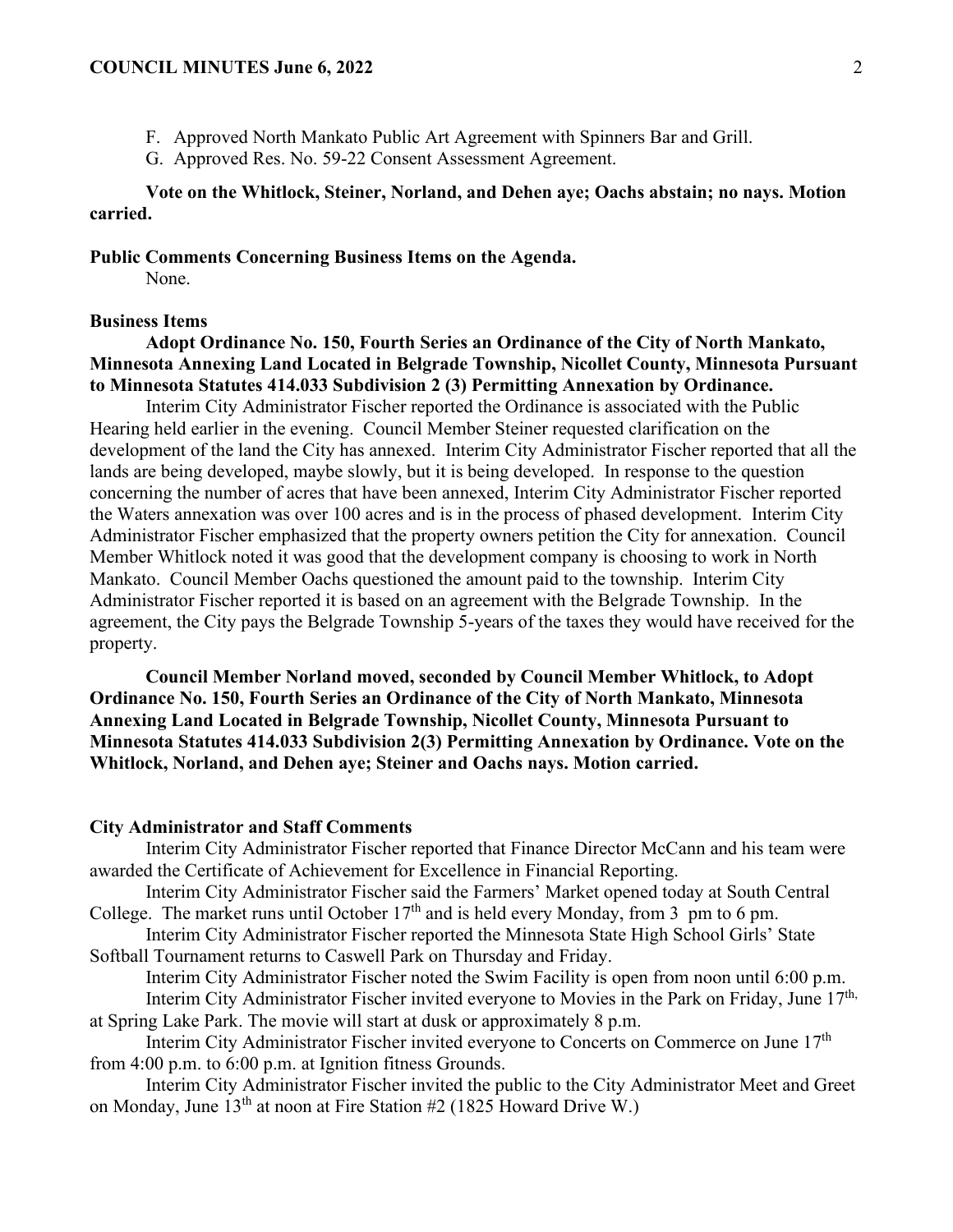F. Approved North Mankato Public Art Agreement with Spinners Bar and Grill.
G. Approved Res. No. 59-22 Consent Assessment Agreement.

**Vote on the Whitlock, Steiner, Norland, and Dehen aye; Oachs abstain; no nays. Motion carried.**

**Public Comments Concerning Business Items on the Agenda.**
None.

**Business Items**

**Adopt Ordinance No. 150, Fourth Series an Ordinance of the City of North Mankato, Minnesota Annexing Land Located in Belgrade Township, Nicollet County, Minnesota Pursuant to Minnesota Statutes 414.033 Subdivision 2 (3) Permitting Annexation by Ordinance.**

Interim City Administrator Fischer reported the Ordinance is associated with the Public Hearing held earlier in the evening. Council Member Steiner requested clarification on the development of the land the City has annexed. Interim City Administrator Fischer reported that all the lands are being developed, maybe slowly, but it is being developed. In response to the question concerning the number of acres that have been annexed, Interim City Administrator Fischer reported the Waters annexation was over 100 acres and is in the process of phased development. Interim City Administrator Fischer emphasized that the property owners petition the City for annexation. Council Member Whitlock noted it was good that the development company is choosing to work in North Mankato. Council Member Oachs questioned the amount paid to the township. Interim City Administrator Fischer reported it is based on an agreement with the Belgrade Township. In the agreement, the City pays the Belgrade Township 5-years of the taxes they would have received for the property.

**Council Member Norland moved, seconded by Council Member Whitlock, to Adopt Ordinance No. 150, Fourth Series an Ordinance of the City of North Mankato, Minnesota Annexing Land Located in Belgrade Township, Nicollet County, Minnesota Pursuant to Minnesota Statutes 414.033 Subdivision 2(3) Permitting Annexation by Ordinance. Vote on the Whitlock, Norland, and Dehen aye; Steiner and Oachs nays. Motion carried.**

**City Administrator and Staff Comments**

Interim City Administrator Fischer reported that Finance Director McCann and his team were awarded the Certificate of Achievement for Excellence in Financial Reporting.

Interim City Administrator Fischer said the Farmers' Market opened today at South Central College. The market runs until October 17th and is held every Monday, from 3 pm to 6 pm.

Interim City Administrator Fischer reported the Minnesota State High School Girls' State Softball Tournament returns to Caswell Park on Thursday and Friday.

Interim City Administrator Fischer noted the Swim Facility is open from noon until 6:00 p.m.

Interim City Administrator Fischer invited everyone to Movies in the Park on Friday, June 17th, at Spring Lake Park. The movie will start at dusk or approximately 8 p.m.

Interim City Administrator Fischer invited everyone to Concerts on Commerce on June 17th from 4:00 p.m. to 6:00 p.m. at Ignition fitness Grounds.

Interim City Administrator Fischer invited the public to the City Administrator Meet and Greet on Monday, June 13th at noon at Fire Station #2 (1825 Howard Drive W.)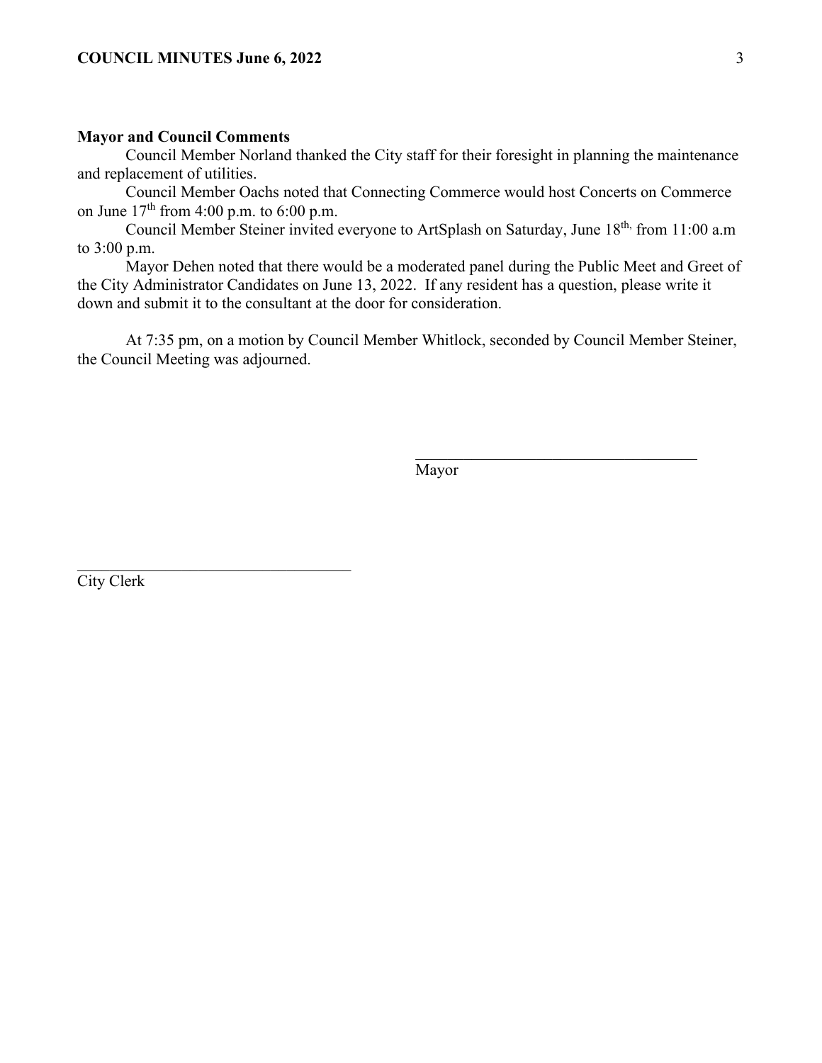**Mayor and Council Comments**

Council Member Norland thanked the City staff for their foresight in planning the maintenance and replacement of utilities.

Council Member Oachs noted that Connecting Commerce would host Concerts on Commerce on June 17th from 4:00 p.m. to 6:00 p.m.

Council Member Steiner invited everyone to ArtSplash on Saturday, June 18th, from 11:00 a.m to 3:00 p.m.

Mayor Dehen noted that there would be a moderated panel during the Public Meet and Greet of the City Administrator Candidates on June 13, 2022. If any resident has a question, please write it down and submit it to the consultant at the door for consideration.

At 7:35 pm, on a motion by Council Member Whitlock, seconded by Council Member Steiner, the Council Meeting was adjourned.

\_\_\_\_\_\_\_\_\_\_\_\_\_\_\_\_\_\_\_\_\_\_\_\_\_\_\_\_\_\_\_\_\_\_\_\_
Mayor

\_\_\_\_\_\_\_\_\_\_\_\_\_\_\_\_\_\_\_\_\_\_\_\_\_\_\_\_\_\_\_\_\_\_\_\_
City Clerk